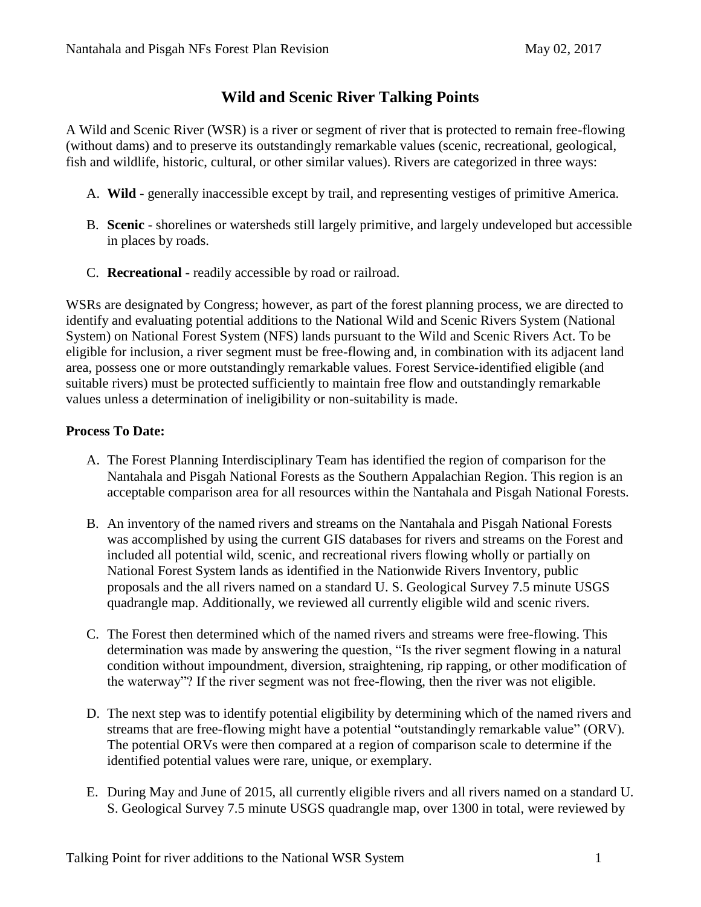# Wild and Scenic River Talking Points

A Wild and Scenic River (WSR) is a river or segment of river that is protected to remain free-flowing (without dams) and to preserve its outstandingly remarkable values (scenic, recreational, geological, fish and wildlife, historic, cultural, or other similar values). Rivers are categorized in three ways:

A. **Wild** - generally inaccessible except by trail, and representing vestiges of primitive America.

B. **Scenic** - shorelines or watersheds still largely primitive, and largely undeveloped but accessible in places by roads.

C. **Recreational** - readily accessible by road or railroad.

WSRs are designated by Congress; however, as part of the forest planning process, we are directed to identify and evaluating potential additions to the National Wild and Scenic Rivers System (National System) on National Forest System (NFS) lands pursuant to the Wild and Scenic Rivers Act. To be eligible for inclusion, a river segment must be free-flowing and, in combination with its adjacent land area, possess one or more outstandingly remarkable values. Forest Service-identified eligible (and suitable rivers) must be protected sufficiently to maintain free flow and outstandingly remarkable values unless a determination of ineligibility or non-suitability is made.

**Process To Date:**

A. The Forest Planning Interdisciplinary Team has identified the region of comparison for the Nantahala and Pisgah National Forests as the Southern Appalachian Region. This region is an acceptable comparison area for all resources within the Nantahala and Pisgah National Forests.

B. An inventory of the named rivers and streams on the Nantahala and Pisgah National Forests was accomplished by using the current GIS databases for rivers and streams on the Forest and included all potential wild, scenic, and recreational rivers flowing wholly or partially on National Forest System lands as identified in the Nationwide Rivers Inventory, public proposals and the all rivers named on a standard U. S. Geological Survey 7.5 minute USGS quadrangle map. Additionally, we reviewed all currently eligible wild and scenic rivers.

C. The Forest then determined which of the named rivers and streams were free-flowing. This determination was made by answering the question, "Is the river segment flowing in a natural condition without impoundment, diversion, straightening, rip rapping, or other modification of the waterway"? If the river segment was not free-flowing, then the river was not eligible.

D. The next step was to identify potential eligibility by determining which of the named rivers and streams that are free-flowing might have a potential "outstandingly remarkable value" (ORV). The potential ORVs were then compared at a region of comparison scale to determine if the identified potential values were rare, unique, or exemplary.

E. During May and June of 2015, all currently eligible rivers and all rivers named on a standard U. S. Geological Survey 7.5 minute USGS quadrangle map, over 1300 in total, were reviewed by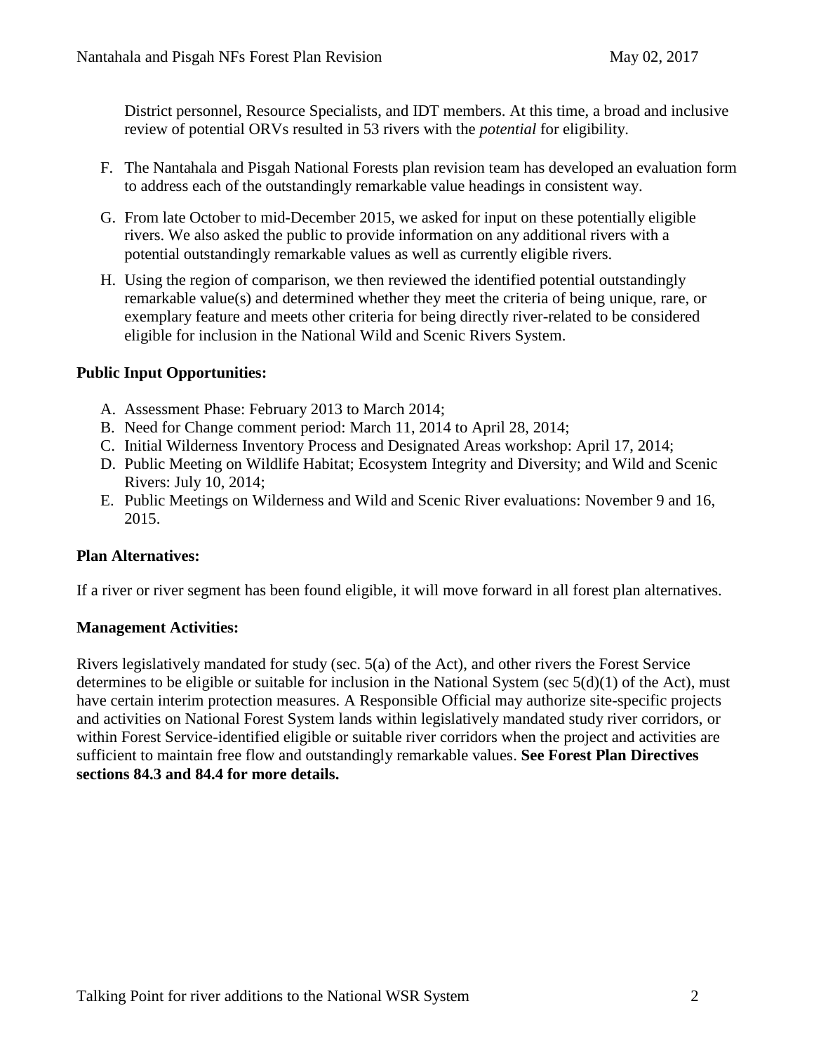District personnel, Resource Specialists, and IDT members. At this time, a broad and inclusive review of potential ORVs resulted in 53 rivers with the *potential* for eligibility.

F. The Nantahala and Pisgah National Forests plan revision team has developed an evaluation form to address each of the outstandingly remarkable value headings in consistent way.

G. From late October to mid-December 2015, we asked for input on these potentially eligible rivers. We also asked the public to provide information on any additional rivers with a potential outstandingly remarkable values as well as currently eligible rivers.

H. Using the region of comparison, we then reviewed the identified potential outstandingly remarkable value(s) and determined whether they meet the criteria of being unique, rare, or exemplary feature and meets other criteria for being directly river-related to be considered eligible for inclusion in the National Wild and Scenic Rivers System.

**Public Input Opportunities:**

A. Assessment Phase: February 2013 to March 2014;
B. Need for Change comment period: March 11, 2014 to April 28, 2014;
C. Initial Wilderness Inventory Process and Designated Areas workshop: April 17, 2014;
D. Public Meeting on Wildlife Habitat; Ecosystem Integrity and Diversity; and Wild and Scenic Rivers: July 10, 2014;
E. Public Meetings on Wilderness and Wild and Scenic River evaluations: November 9 and 16, 2015.

**Plan Alternatives:**

If a river or river segment has been found eligible, it will move forward in all forest plan alternatives.

**Management Activities:**

Rivers legislatively mandated for study (sec. 5(a) of the Act), and other rivers the Forest Service determines to be eligible or suitable for inclusion in the National System (sec 5(d)(1) of the Act), must have certain interim protection measures. A Responsible Official may authorize site-specific projects and activities on National Forest System lands within legislatively mandated study river corridors, or within Forest Service-identified eligible or suitable river corridors when the project and activities are sufficient to maintain free flow and outstandingly remarkable values. **See Forest Plan Directives sections 84.3 and 84.4 for more details.**